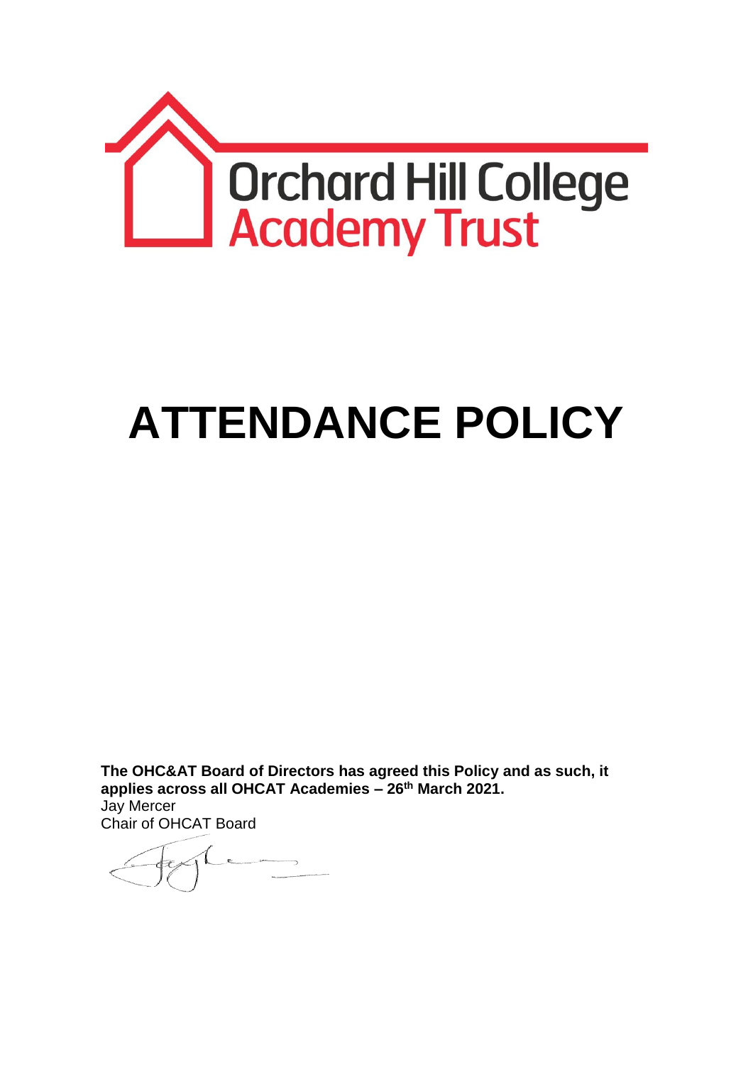Orchard Hill College
Academy Trust

# ATTENDANCE POLICY

**The OHC&AT Board of Directors has agreed this Policy and as such, it applies across all OHCAT Academies – 26th March 2021.**

Jay Mercer
Chair of OHCAT Board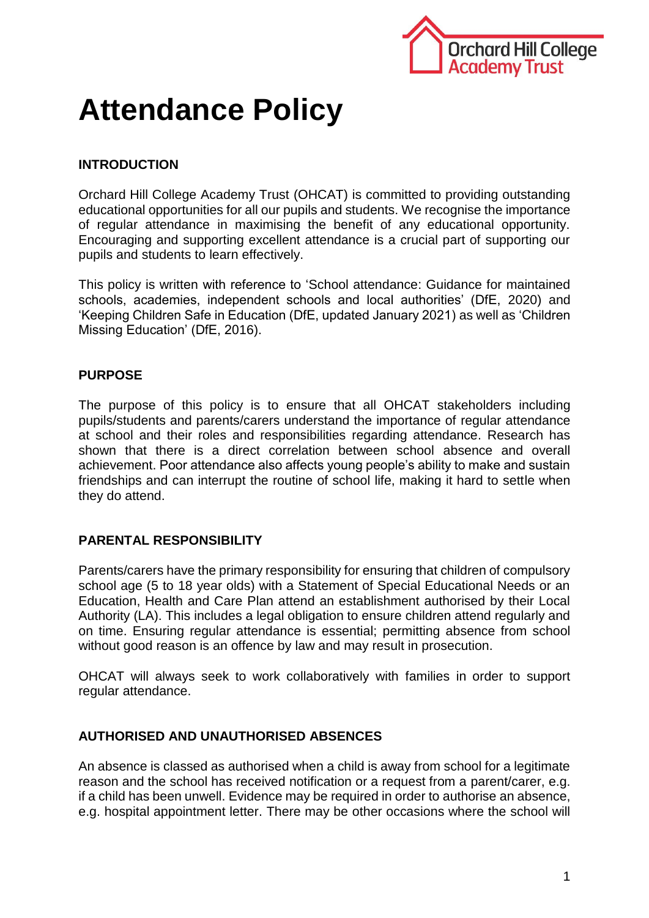# Attendance Policy

**INTRODUCTION**

Orchard Hill College Academy Trust (OHCAT) is committed to providing outstanding educational opportunities for all our pupils and students. We recognise the importance of regular attendance in maximising the benefit of any educational opportunity. Encouraging and supporting excellent attendance is a crucial part of supporting our pupils and students to learn effectively.

This policy is written with reference to 'School attendance: Guidance for maintained schools, academies, independent schools and local authorities' (DfE, 2020) and 'Keeping Children Safe in Education (DfE, updated January 2021) as well as 'Children Missing Education' (DfE, 2016).

**PURPOSE**

The purpose of this policy is to ensure that all OHCAT stakeholders including pupils/students and parents/carers understand the importance of regular attendance at school and their roles and responsibilities regarding attendance. Research has shown that there is a direct correlation between school absence and overall achievement. Poor attendance also affects young people's ability to make and sustain friendships and can interrupt the routine of school life, making it hard to settle when they do attend.

**PARENTAL RESPONSIBILITY**

Parents/carers have the primary responsibility for ensuring that children of compulsory school age (5 to 18 year olds) with a Statement of Special Educational Needs or an Education, Health and Care Plan attend an establishment authorised by their Local Authority (LA). This includes a legal obligation to ensure children attend regularly and on time. Ensuring regular attendance is essential; permitting absence from school without good reason is an offence by law and may result in prosecution.

OHCAT will always seek to work collaboratively with families in order to support regular attendance.

**AUTHORISED AND UNAUTHORISED ABSENCES**

An absence is classed as authorised when a child is away from school for a legitimate reason and the school has received notification or a request from a parent/carer, e.g. if a child has been unwell. Evidence may be required in order to authorise an absence, e.g. hospital appointment letter. There may be other occasions where the school will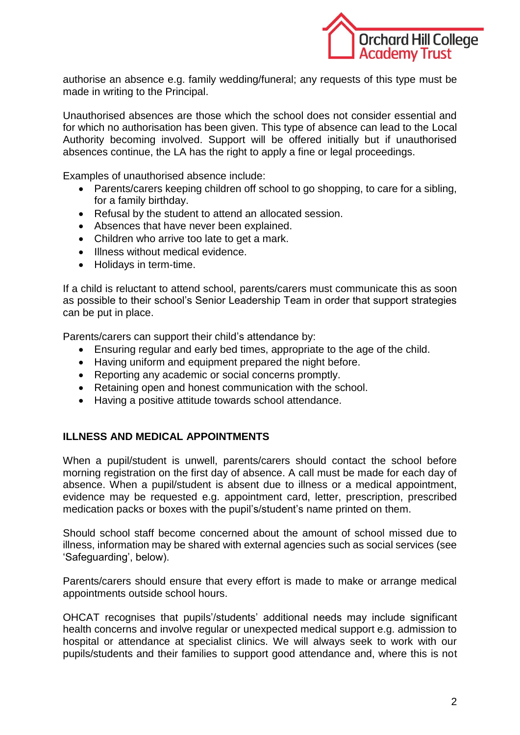authorise an absence e.g. family wedding/funeral; any requests of this type must be made in writing to the Principal.

Unauthorised absences are those which the school does not consider essential and for which no authorisation has been given. This type of absence can lead to the Local Authority becoming involved. Support will be offered initially but if unauthorised absences continue, the LA has the right to apply a fine or legal proceedings.

Examples of unauthorised absence include:

- Parents/carers keeping children off school to go shopping, to care for a sibling, for a family birthday.
- Refusal by the student to attend an allocated session.
- Absences that have never been explained.
- Children who arrive too late to get a mark.
- Illness without medical evidence.
- Holidays in term-time.

If a child is reluctant to attend school, parents/carers must communicate this as soon as possible to their school's Senior Leadership Team in order that support strategies can be put in place.

Parents/carers can support their child's attendance by:

- Ensuring regular and early bed times, appropriate to the age of the child.
- Having uniform and equipment prepared the night before.
- Reporting any academic or social concerns promptly.
- Retaining open and honest communication with the school.
- Having a positive attitude towards school attendance.

## ILLNESS AND MEDICAL APPOINTMENTS

When a pupil/student is unwell, parents/carers should contact the school before morning registration on the first day of absence. A call must be made for each day of absence. When a pupil/student is absent due to illness or a medical appointment, evidence may be requested e.g. appointment card, letter, prescription, prescribed medication packs or boxes with the pupil's/student's name printed on them.

Should school staff become concerned about the amount of school missed due to illness, information may be shared with external agencies such as social services (see 'Safeguarding', below).

Parents/carers should ensure that every effort is made to make or arrange medical appointments outside school hours.

OHCAT recognises that pupils'/students' additional needs may include significant health concerns and involve regular or unexpected medical support e.g. admission to hospital or attendance at specialist clinics. We will always seek to work with our pupils/students and their families to support good attendance and, where this is not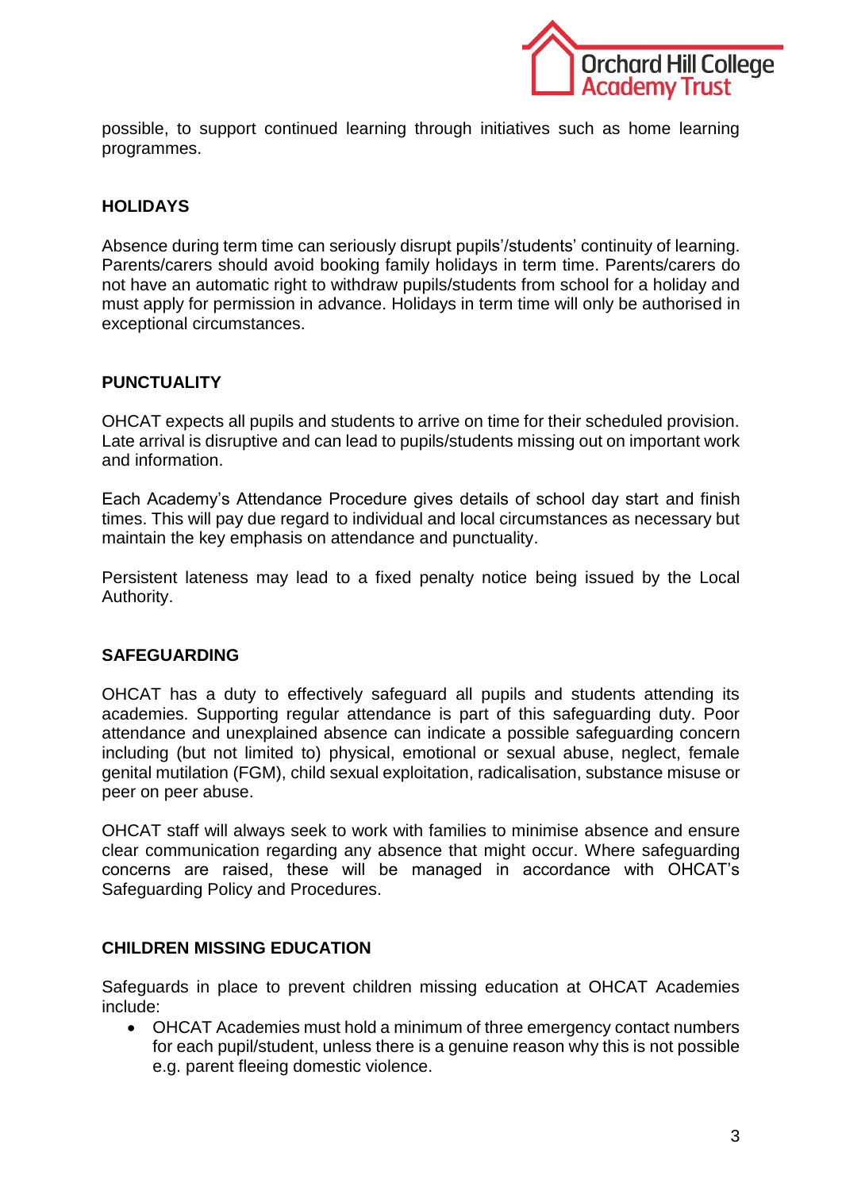possible, to support continued learning through initiatives such as home learning programmes.

## HOLIDAYS

Absence during term time can seriously disrupt pupils'/students' continuity of learning. Parents/carers should avoid booking family holidays in term time. Parents/carers do not have an automatic right to withdraw pupils/students from school for a holiday and must apply for permission in advance. Holidays in term time will only be authorised in exceptional circumstances.

## PUNCTUALITY

OHCAT expects all pupils and students to arrive on time for their scheduled provision. Late arrival is disruptive and can lead to pupils/students missing out on important work and information.

Each Academy's Attendance Procedure gives details of school day start and finish times. This will pay due regard to individual and local circumstances as necessary but maintain the key emphasis on attendance and punctuality.

Persistent lateness may lead to a fixed penalty notice being issued by the Local Authority.

## SAFEGUARDING

OHCAT has a duty to effectively safeguard all pupils and students attending its academies. Supporting regular attendance is part of this safeguarding duty. Poor attendance and unexplained absence can indicate a possible safeguarding concern including (but not limited to) physical, emotional or sexual abuse, neglect, female genital mutilation (FGM), child sexual exploitation, radicalisation, substance misuse or peer on peer abuse.

OHCAT staff will always seek to work with families to minimise absence and ensure clear communication regarding any absence that might occur. Where safeguarding concerns are raised, these will be managed in accordance with OHCAT's Safeguarding Policy and Procedures.

## CHILDREN MISSING EDUCATION

Safeguards in place to prevent children missing education at OHCAT Academies include:

- OHCAT Academies must hold a minimum of three emergency contact numbers for each pupil/student, unless there is a genuine reason why this is not possible e.g. parent fleeing domestic violence.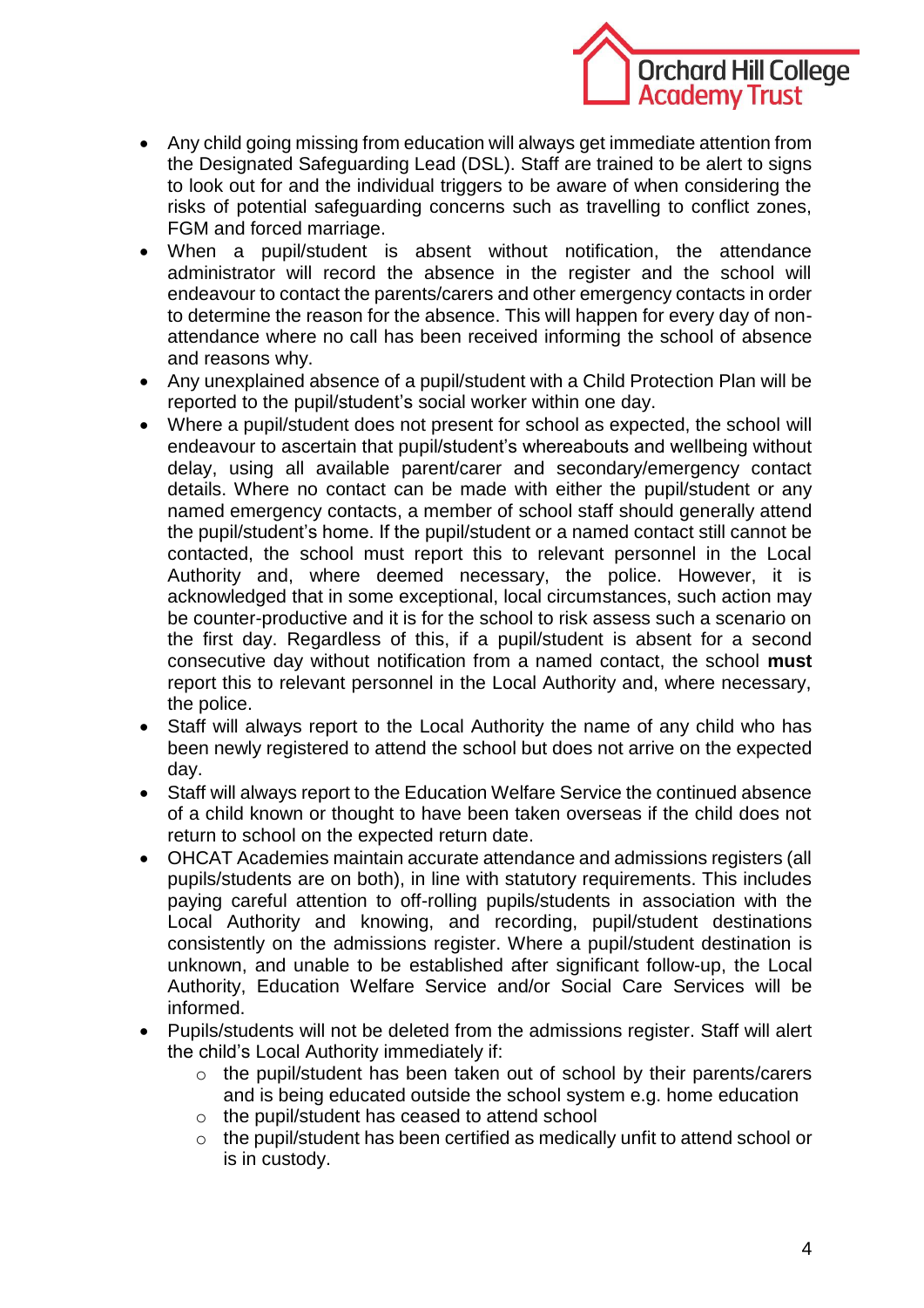- Any child going missing from education will always get immediate attention from the Designated Safeguarding Lead (DSL). Staff are trained to be alert to signs to look out for and the individual triggers to be aware of when considering the risks of potential safeguarding concerns such as travelling to conflict zones, FGM and forced marriage.
- When a pupil/student is absent without notification, the attendance administrator will record the absence in the register and the school will endeavour to contact the parents/carers and other emergency contacts in order to determine the reason for the absence. This will happen for every day of non-attendance where no call has been received informing the school of absence and reasons why.
- Any unexplained absence of a pupil/student with a Child Protection Plan will be reported to the pupil/student's social worker within one day.
- Where a pupil/student does not present for school as expected, the school will endeavour to ascertain that pupil/student's whereabouts and wellbeing without delay, using all available parent/carer and secondary/emergency contact details. Where no contact can be made with either the pupil/student or any named emergency contacts, a member of school staff should generally attend the pupil/student's home. If the pupil/student or a named contact still cannot be contacted, the school must report this to relevant personnel in the Local Authority and, where deemed necessary, the police. However, it is acknowledged that in some exceptional, local circumstances, such action may be counter-productive and it is for the school to risk assess such a scenario on the first day. Regardless of this, if a pupil/student is absent for a second consecutive day without notification from a named contact, the school **must** report this to relevant personnel in the Local Authority and, where necessary, the police.
- Staff will always report to the Local Authority the name of any child who has been newly registered to attend the school but does not arrive on the expected day.
- Staff will always report to the Education Welfare Service the continued absence of a child known or thought to have been taken overseas if the child does not return to school on the expected return date.
- OHCAT Academies maintain accurate attendance and admissions registers (all pupils/students are on both), in line with statutory requirements. This includes paying careful attention to off-rolling pupils/students in association with the Local Authority and knowing, and recording, pupil/student destinations consistently on the admissions register. Where a pupil/student destination is unknown, and unable to be established after significant follow-up, the Local Authority, Education Welfare Service and/or Social Care Services will be informed.
- Pupils/students will not be deleted from the admissions register. Staff will alert the child's Local Authority immediately if:
  - the pupil/student has been taken out of school by their parents/carers and is being educated outside the school system e.g. home education
  - the pupil/student has ceased to attend school
  - the pupil/student has been certified as medically unfit to attend school or is in custody.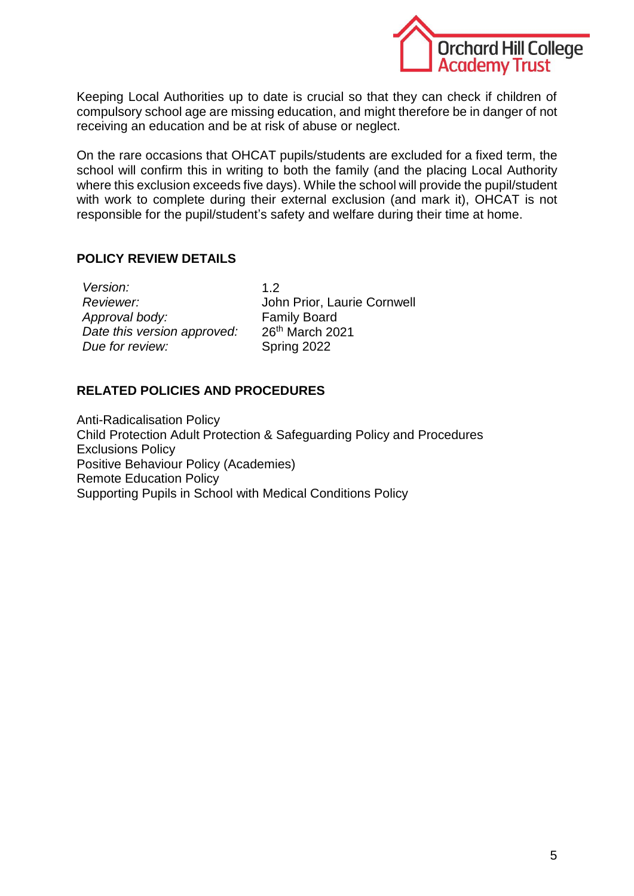Keeping Local Authorities up to date is crucial so that they can check if children of compulsory school age are missing education, and might therefore be in danger of not receiving an education and be at risk of abuse or neglect.

On the rare occasions that OHCAT pupils/students are excluded for a fixed term, the school will confirm this in writing to both the family (and the placing Local Authority where this exclusion exceeds five days). While the school will provide the pupil/student with work to complete during their external exclusion (and mark it), OHCAT is not responsible for the pupil/student's safety and welfare during their time at home.

## POLICY REVIEW DETAILS

| | |
|---|---|
| *Version:* | 1.2 |
| *Reviewer:* | John Prior, Laurie Cornwell |
| *Approval body:* | Family Board |
| *Date this version approved:* | 26th March 2021 |
| *Due for review:* | Spring 2022 |

## RELATED POLICIES AND PROCEDURES

Anti-Radicalisation Policy  
Child Protection Adult Protection & Safeguarding Policy and Procedures  
Exclusions Policy  
Positive Behaviour Policy (Academies)  
Remote Education Policy  
Supporting Pupils in School with Medical Conditions Policy